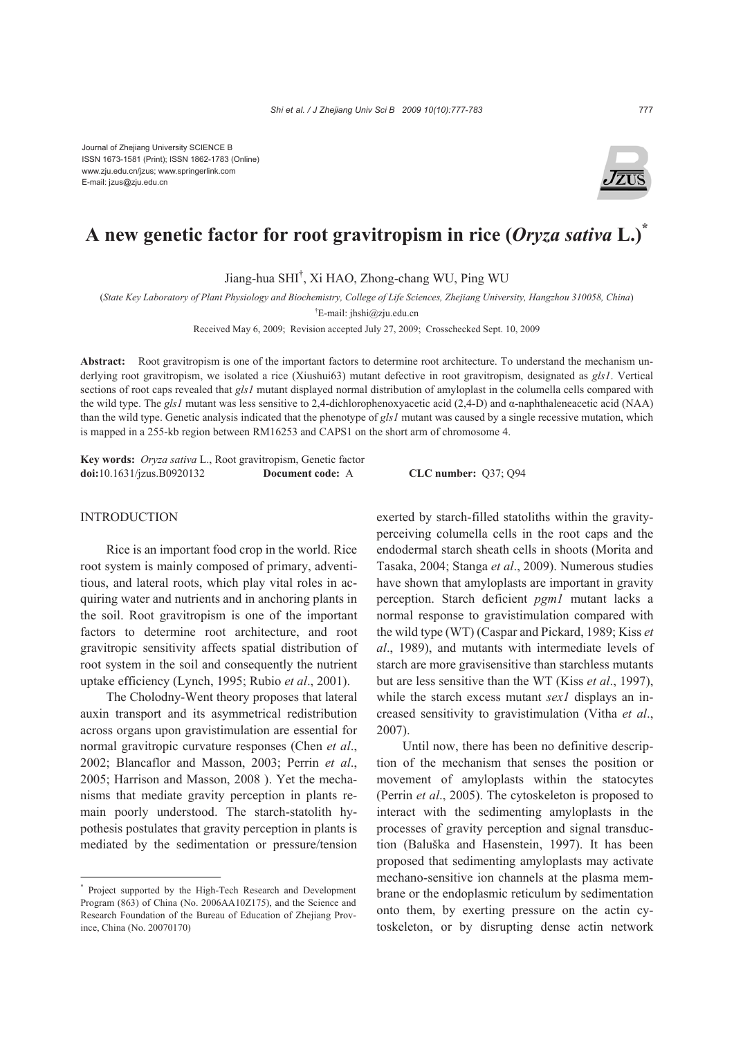Journal of Zhejiang University SCIENCE B
ISSN 1673-1581 (Print); ISSN 1862-1783 (Online)
www.zju.edu.cn/jzus; www.springerlink.com
E-mail: jzus@zju.edu.cn

# A new genetic factor for root gravitropism in rice (*Oryza sativa* L.)*

Jiang-hua SHI†, Xi HAO, Zhong-chang WU, Ping WU

(*State Key Laboratory of Plant Physiology and Biochemistry, College of Life Sciences, Zhejiang University, Hangzhou 310058, China*)

†E-mail: jhshi@zju.edu.cn

Received May 6, 2009; Revision accepted July 27, 2009; Crosschecked Sept. 10, 2009

**Abstract:** Root gravitropism is one of the important factors to determine root architecture. To understand the mechanism underlying root gravitropism, we isolated a rice (Xiushui63) mutant defective in root gravitropism, designated as *gls1*. Vertical sections of root caps revealed that *gls1* mutant displayed normal distribution of amyloplast in the columella cells compared with the wild type. The *gls1* mutant was less sensitive to 2,4-dichlorophenoxyacetic acid (2,4-D) and α-naphthaleneacetic acid (NAA) than the wild type. Genetic analysis indicated that the phenotype of *gls1* mutant was caused by a single recessive mutation, which is mapped in a 255-kb region between RM16253 and CAPS1 on the short arm of chromosome 4.

**Key words:** *Oryza sativa* L., Root gravitropism, Genetic factor
**doi:**10.1631/jzus.B0920132 **Document code:** A **CLC number:** Q37; Q94

## INTRODUCTION

Rice is an important food crop in the world. Rice root system is mainly composed of primary, adventitious, and lateral roots, which play vital roles in acquiring water and nutrients and in anchoring plants in the soil. Root gravitropism is one of the important factors to determine root architecture, and root gravitropic sensitivity affects spatial distribution of root system in the soil and consequently the nutrient uptake efficiency (Lynch, 1995; Rubio *et al*., 2001).

The Cholodny-Went theory proposes that lateral auxin transport and its asymmetrical redistribution across organs upon gravistimulation are essential for normal gravitropic curvature responses (Chen *et al*., 2002; Blancaflor and Masson, 2003; Perrin *et al*., 2005; Harrison and Masson, 2008 ). Yet the mechanisms that mediate gravity perception in plants remain poorly understood. The starch-statolith hypothesis postulates that gravity perception in plants is mediated by the sedimentation or pressure/tension exerted by starch-filled statoliths within the gravity-perceiving columella cells in the root caps and the endodermal starch sheath cells in shoots (Morita and Tasaka, 2004; Stanga *et al*., 2009). Numerous studies have shown that amyloplasts are important in gravity perception. Starch deficient *pgm1* mutant lacks a normal response to gravistimulation compared with the wild type (WT) (Caspar and Pickard, 1989; Kiss *et al*., 1989), and mutants with intermediate levels of starch are more gravisensitive than starchless mutants but are less sensitive than the WT (Kiss *et al*., 1997), while the starch excess mutant *sex1* displays an increased sensitivity to gravistimulation (Vitha *et al*., 2007).

Until now, there has been no definitive description of the mechanism that senses the position or movement of amyloplasts within the statocytes (Perrin *et al*., 2005). The cytoskeleton is proposed to interact with the sedimenting amyloplasts in the processes of gravity perception and signal transduction (Baluška and Hasenstein, 1997). It has been proposed that sedimenting amyloplasts may activate mechano-sensitive ion channels at the plasma membrane or the endoplasmic reticulum by sedimentation onto them, by exerting pressure on the actin cytoskeleton, or by disrupting dense actin network

* Project supported by the High-Tech Research and Development Program (863) of China (No. 2006AA10Z175), and the Science and Research Foundation of the Bureau of Education of Zhejiang Province, China (No. 20070170)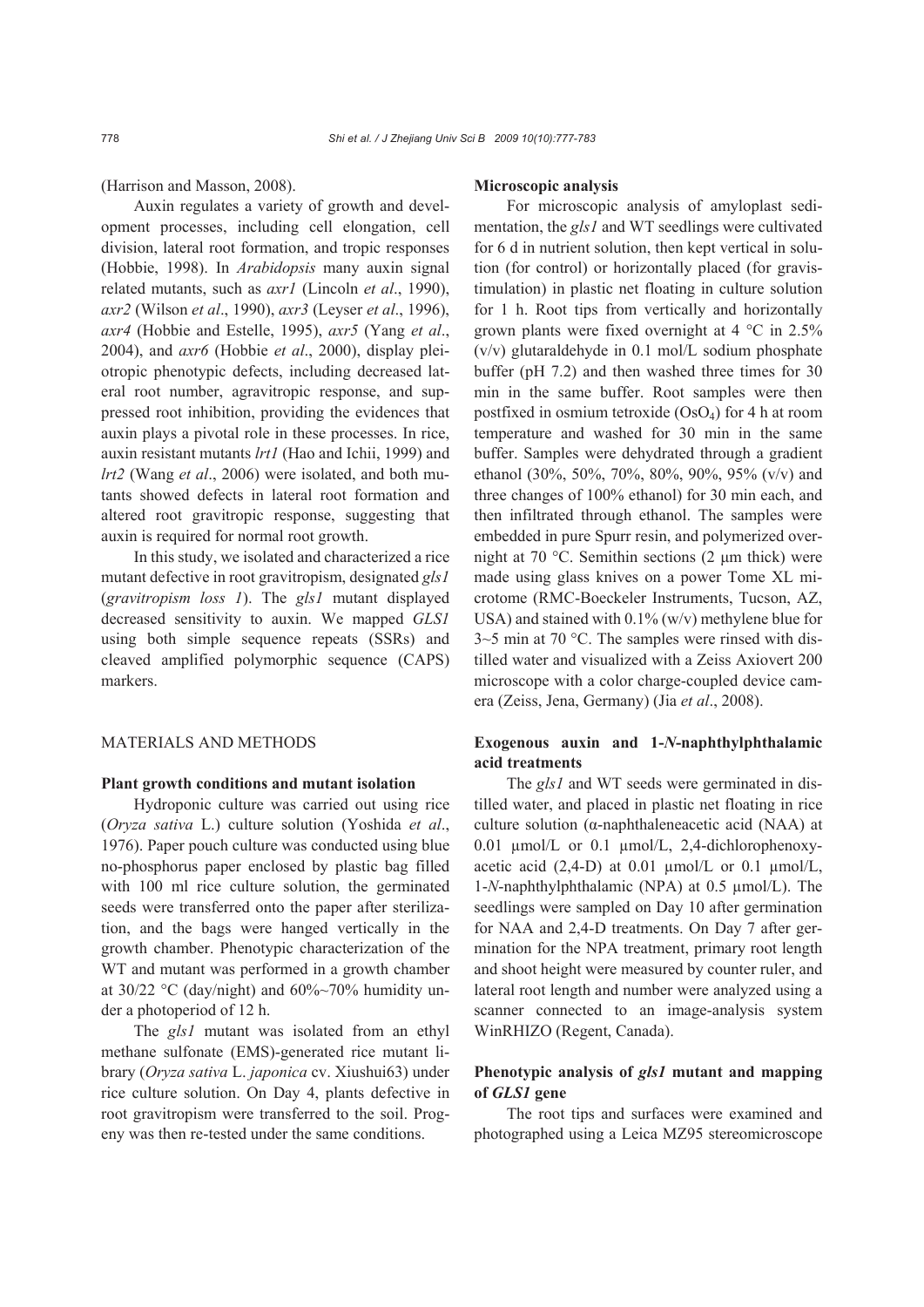(Harrison and Masson, 2008).

Auxin regulates a variety of growth and development processes, including cell elongation, cell division, lateral root formation, and tropic responses (Hobbie, 1998). In *Arabidopsis* many auxin signal related mutants, such as *axr1* (Lincoln *et al*., 1990), *axr2* (Wilson *et al*., 1990), *axr3* (Leyser *et al*., 1996), *axr4* (Hobbie and Estelle, 1995), *axr5* (Yang *et al*., 2004), and *axr6* (Hobbie *et al*., 2000), display pleiotropic phenotypic defects, including decreased lateral root number, agravitropic response, and suppressed root inhibition, providing the evidences that auxin plays a pivotal role in these processes. In rice, auxin resistant mutants *lrt1* (Hao and Ichii, 1999) and *lrt2* (Wang *et al*., 2006) were isolated, and both mutants showed defects in lateral root formation and altered root gravitropic response, suggesting that auxin is required for normal root growth.

In this study, we isolated and characterized a rice mutant defective in root gravitropism, designated *gls1* (*gravitropism loss 1*). The *gls1* mutant displayed decreased sensitivity to auxin. We mapped *GLS1* using both simple sequence repeats (SSRs) and cleaved amplified polymorphic sequence (CAPS) markers.

## MATERIALS AND METHODS

### Plant growth conditions and mutant isolation

Hydroponic culture was carried out using rice (*Oryza sativa* L.) culture solution (Yoshida *et al*., 1976). Paper pouch culture was conducted using blue no-phosphorus paper enclosed by plastic bag filled with 100 ml rice culture solution, the germinated seeds were transferred onto the paper after sterilization, and the bags were hanged vertically in the growth chamber. Phenotypic characterization of the WT and mutant was performed in a growth chamber at 30/22 °C (day/night) and 60%~70% humidity under a photoperiod of 12 h.

The *gls1* mutant was isolated from an ethyl methane sulfonate (EMS)-generated rice mutant library (*Oryza sativa* L. *japonica* cv. Xiushui63) under rice culture solution. On Day 4, plants defective in root gravitropism were transferred to the soil. Progeny was then re-tested under the same conditions.

### Microscopic analysis

For microscopic analysis of amyloplast sedimentation, the *gls1* and WT seedlings were cultivated for 6 d in nutrient solution, then kept vertical in solution (for control) or horizontally placed (for gravistimulation) in plastic net floating in culture solution for 1 h. Root tips from vertically and horizontally grown plants were fixed overnight at 4 °C in 2.5% (v/v) glutaraldehyde in 0.1 mol/L sodium phosphate buffer (pH 7.2) and then washed three times for 30 min in the same buffer. Root samples were then postfixed in osmium tetroxide ($OsO_4$) for 4 h at room temperature and washed for 30 min in the same buffer. Samples were dehydrated through a gradient ethanol (30%, 50%, 70%, 80%, 90%, 95% (v/v) and three changes of 100% ethanol) for 30 min each, and then infiltrated through ethanol. The samples were embedded in pure Spurr resin, and polymerized overnight at 70 °C. Semithin sections (2 μm thick) were made using glass knives on a power Tome XL microtome (RMC-Boeckeler Instruments, Tucson, AZ, USA) and stained with 0.1% (w/v) methylene blue for 3~5 min at 70 °C. The samples were rinsed with distilled water and visualized with a Zeiss Axiovert 200 microscope with a color charge-coupled device camera (Zeiss, Jena, Germany) (Jia *et al*., 2008).

### Exogenous auxin and 1-*N*-naphthylphthalamic acid treatments

The *gls1* and WT seeds were germinated in distilled water, and placed in plastic net floating in rice culture solution (α-naphthaleneacetic acid (NAA) at 0.01 μmol/L or 0.1 μmol/L, 2,4-dichlorophenoxyacetic acid (2,4-D) at 0.01 μmol/L or 0.1 μmol/L, 1-*N*-naphthylphthalamic (NPA) at 0.5 μmol/L). The seedlings were sampled on Day 10 after germination for NAA and 2,4-D treatments. On Day 7 after germination for the NPA treatment, primary root length and shoot height were measured by counter ruler, and lateral root length and number were analyzed using a scanner connected to an image-analysis system WinRHIZO (Regent, Canada).

### Phenotypic analysis of *gls1* mutant and mapping of *GLS1* gene

The root tips and surfaces were examined and photographed using a Leica MZ95 stereomicroscope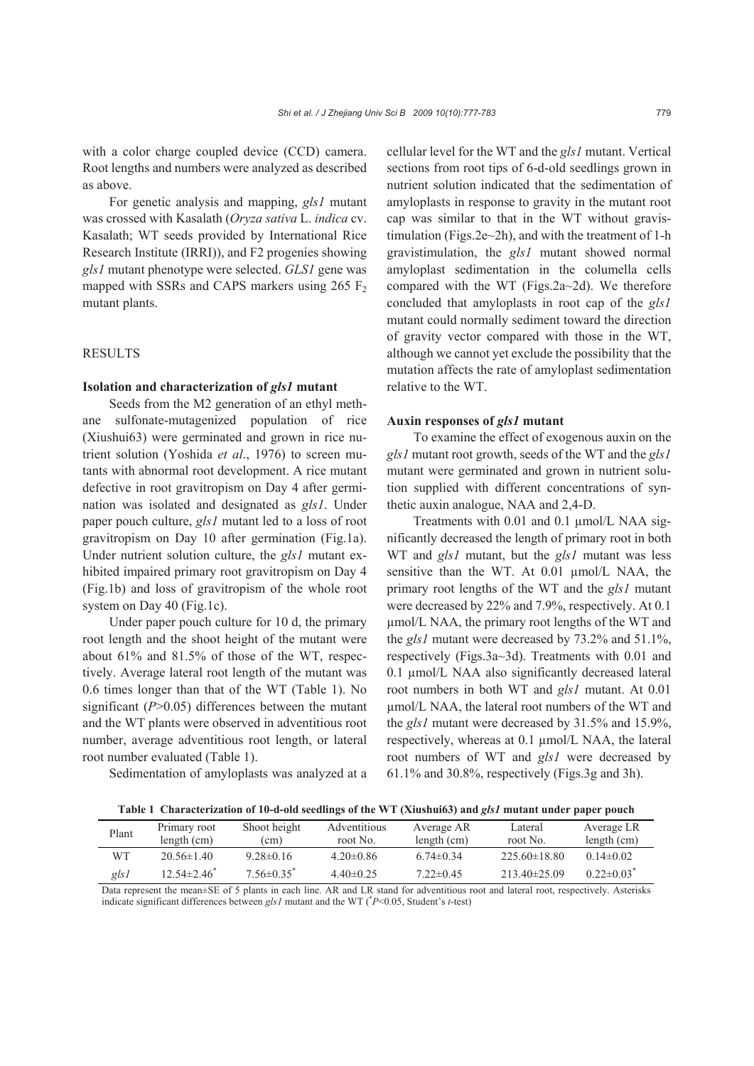with a color charge coupled device (CCD) camera. Root lengths and numbers were analyzed as described as above.

For genetic analysis and mapping, *gls1* mutant was crossed with Kasalath (*Oryza sativa* L. *indica* cv. Kasalath; WT seeds provided by International Rice Research Institute (IRRI)), and F2 progenies showing *gls1* mutant phenotype were selected. *GLS1* gene was mapped with SSRs and CAPS markers using 265 $F_2$ mutant plants.

## RESULTS

### Isolation and characterization of *gls1* mutant

Seeds from the M2 generation of an ethyl methane sulfonate-mutagenized population of rice (Xiushui63) were germinated and grown in rice nutrient solution (Yoshida *et al*., 1976) to screen mutants with abnormal root development. A rice mutant defective in root gravitropism on Day 4 after germination was isolated and designated as *gls1*. Under paper pouch culture, *gls1* mutant led to a loss of root gravitropism on Day 10 after germination (Fig.1a). Under nutrient solution culture, the *gls1* mutant exhibited impaired primary root gravitropism on Day 4 (Fig.1b) and loss of gravitropism of the whole root system on Day 40 (Fig.1c).

Under paper pouch culture for 10 d, the primary root length and the shoot height of the mutant were about 61% and 81.5% of those of the WT, respectively. Average lateral root length of the mutant was 0.6 times longer than that of the WT (Table 1). No significant ($P>0.05$) differences between the mutant and the WT plants were observed in adventitious root number, average adventitious root length, or lateral root number evaluated (Table 1).

Sedimentation of amyloplasts was analyzed at a cellular level for the WT and the *gls1* mutant. Vertical sections from root tips of 6-d-old seedlings grown in nutrient solution indicated that the sedimentation of amyloplasts in response to gravity in the mutant root cap was similar to that in the WT without gravistimulation (Figs.2e~2h), and with the treatment of 1-h gravistimulation, the *gls1* mutant showed normal amyloplast sedimentation in the columella cells compared with the WT (Figs.2a~2d). We therefore concluded that amyloplasts in root cap of the *gls1* mutant could normally sediment toward the direction of gravity vector compared with those in the WT, although we cannot yet exclude the possibility that the mutation affects the rate of amyloplast sedimentation relative to the WT.

### Auxin responses of *gls1* mutant

To examine the effect of exogenous auxin on the *gls1* mutant root growth, seeds of the WT and the *gls1* mutant were germinated and grown in nutrient solution supplied with different concentrations of synthetic auxin analogue, NAA and 2,4-D.

Treatments with 0.01 and 0.1 µmol/L NAA significantly decreased the length of primary root in both WT and *gls1* mutant, but the *gls1* mutant was less sensitive than the WT. At 0.01 µmol/L NAA, the primary root lengths of the WT and the *gls1* mutant were decreased by 22% and 7.9%, respectively. At 0.1 µmol/L NAA, the primary root lengths of the WT and the *gls1* mutant were decreased by 73.2% and 51.1%, respectively (Figs.3a~3d). Treatments with 0.01 and 0.1 µmol/L NAA also significantly decreased lateral root numbers in both WT and *gls1* mutant. At 0.01 µmol/L NAA, the lateral root numbers of the WT and the *gls1* mutant were decreased by 31.5% and 15.9%, respectively, whereas at 0.1 µmol/L NAA, the lateral root numbers of WT and *gls1* were decreased by 61.1% and 30.8%, respectively (Figs.3g and 3h).

**Table 1 Characterization of 10-d-old seedlings of the WT (Xiushui63) and *gls1* mutant under paper pouch**

| Plant | Primary root length (cm) | Shoot height (cm) | Adventitious root No. | Average AR length (cm) | Lateral root No. | Average LR length (cm) |
|---|---|---|---|---|---|---|
| WT | 20.56±1.40 | 9.28±0.16 | 4.20±0.86 | 6.74±0.34 | 225.60±18.80 | 0.14±0.02 |
| *gls1* | 12.54±2.46* | 7.56±0.35* | 4.40±0.25 | 7.22±0.45 | 213.40±25.09 | 0.22±0.03* |

Data represent the mean±SE of 5 plants in each line. AR and LR stand for adventitious root and lateral root, respectively. Asterisks indicate significant differences between *gls1* mutant and the WT (*$P<0.05$, Student's *t*-test)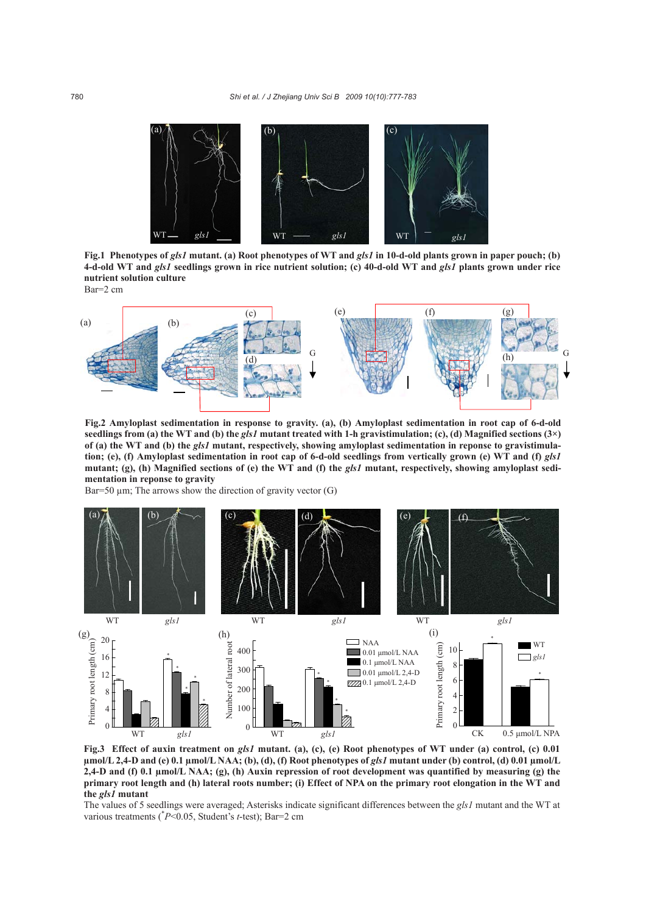**Fig.1 Phenotypes of *gls1* mutant. (a) Root phenotypes of WT and *gls1* in 10-d-old plants grown in paper pouch; (b) 4-d-old WT and *gls1* seedlings grown in rice nutrient solution; (c) 40-d-old WT and *gls1* plants grown under rice nutrient solution culture**

Bar=2 cm

**Fig.2 Amyloplast sedimentation in response to gravity. (a), (b) Amyloplast sedimentation in root cap of 6-d-old seedlings from (a) the WT and (b) the *gls1* mutant treated with 1-h gravistimulation; (c), (d) Magnified sections (3×) of (a) the WT and (b) the *gls1* mutant, respectively, showing amyloplast sedimentation in reponse to gravistimulation; (e), (f) Amyloplast sedimentation in root cap of 6-d-old seedlings from vertically grown (e) WT and (f) *gls1* mutant; (g), (h) Magnified sections of (e) the WT and (f) the *gls1* mutant, respectively, showing amyloplast sedimentation in reponse to gravity**

Bar=50 μm; The arrows show the direction of gravity vector (G)

**Fig.3 Effect of auxin treatment on *gls1* mutant. (a), (c), (e) Root phenotypes of WT under (a) control, (c) 0.01 μmol/L 2,4-D and (e) 0.1 μmol/L NAA; (b), (d), (f) Root phenotypes of *gls1* mutant under (b) control, (d) 0.01 μmol/L 2,4-D and (f) 0.1 μmol/L NAA; (g), (h) Auxin repression of root development was quantified by measuring (g) the primary root length and (h) lateral roots number; (i) Effect of NPA on the primary root elongation in the WT and the *gls1* mutant**

The values of 5 seedlings were averaged; Asterisks indicate significant differences between the *gls1* mutant and the WT at various treatments ($^*P<0.05$, Student's *t*-test); Bar=2 cm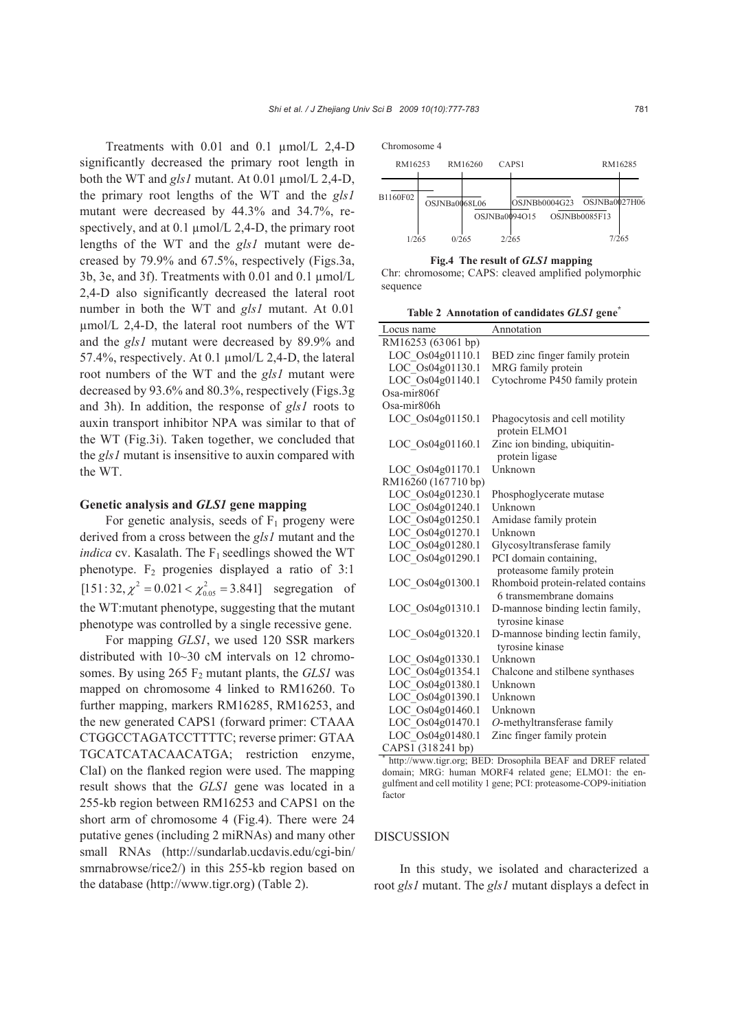Treatments with 0.01 and 0.1 μmol/L 2,4-D significantly decreased the primary root length in both the WT and *gls1* mutant. At 0.01 μmol/L 2,4-D, the primary root lengths of the WT and the *gls1* mutant were decreased by 44.3% and 34.7%, respectively, and at 0.1 μmol/L 2,4-D, the primary root lengths of the WT and the *gls1* mutant were decreased by 79.9% and 67.5%, respectively (Figs.3a, 3b, 3e, and 3f). Treatments with 0.01 and 0.1 μmol/L 2,4-D also significantly decreased the lateral root number in both the WT and *gls1* mutant. At 0.01 μmol/L 2,4-D, the lateral root numbers of the WT and the *gls1* mutant were decreased by 89.9% and 57.4%, respectively. At 0.1 μmol/L 2,4-D, the lateral root numbers of the WT and the *gls1* mutant were decreased by 93.6% and 80.3%, respectively (Figs.3g and 3h). In addition, the response of *gls1* roots to auxin transport inhibitor NPA was similar to that of the WT (Fig.3i). Taken together, we concluded that the *gls1* mutant is insensitive to auxin compared with the WT.

**Genetic analysis and *GLS1* gene mapping**

For genetic analysis, seeds of $F_1$ progeny were derived from a cross between the *gls1* mutant and the *indica* cv. Kasalath. The $F_1$ seedlings showed the WT phenotype. $F_2$ progenies displayed a ratio of 3:1 $[151:32, \chi^2=0.021<\chi^2_{0.05}=3.841]$ segregation of the WT:mutant phenotype, suggesting that the mutant phenotype was controlled by a single recessive gene.

For mapping *GLS1*, we used 120 SSR markers distributed with 10~30 cM intervals on 12 chromosomes. By using 265 $F_2$ mutant plants, the *GLS1* was mapped on chromosome 4 linked to RM16260. To further mapping, markers RM16285, RM16253, and the new generated CAPS1 (forward primer: CTAAA CTGGCCTAGATCCTTTTC; reverse primer: GTAA TGCATCATACAACATGA; restriction enzyme, ClaI) on the flanked region were used. The mapping result shows that the *GLS1* gene was located in a 255-kb region between RM16253 and CAPS1 on the short arm of chromosome 4 (Fig.4). There were 24 putative genes (including 2 miRNAs) and many other small RNAs (http://sundarlab.ucdavis.edu/cgi-bin/smrnabrowse/rice2/) in this 255-kb region based on the database (http://www.tigr.org) (Table 2).

Chromosome 4

RM16253 RM16260 CAPS1 RM16285

B1160F02 OSJNBa0068L06 OSJNBa0094O15 OSJNBb0004G23 OSJNBb0085F13 OSJNBa0027H06

1/265 0/265 2/265 7/265

**Fig.4 The result of *GLS1* mapping**
Chr: chromosome; CAPS: cleaved amplified polymorphic sequence

**Table 2 Annotation of candidates *GLS1* gene***

| Locus name | Annotation |
|---|---|
| RM16253 (63061 bp) | |
| LOC_Os04g01110.1 | BED zinc finger family protein |
| LOC_Os04g01130.1 | MRG family protein |
| LOC_Os04g01140.1 | Cytochrome P450 family protein |
| Osa-mir806f | |
| Osa-mir806h | |
| LOC_Os04g01150.1 | Phagocytosis and cell motility protein ELMO1 |
| LOC_Os04g01160.1 | Zinc ion binding, ubiquitin-protein ligase |
| LOC_Os04g01170.1 | Unknown |
| RM16260 (167710 bp) | |
| LOC_Os04g01230.1 | Phosphoglycerate mutase |
| LOC_Os04g01240.1 | Unknown |
| LOC_Os04g01250.1 | Amidase family protein |
| LOC_Os04g01270.1 | Unknown |
| LOC_Os04g01280.1 | Glycosyltransferase family |
| LOC_Os04g01290.1 | PCI domain containing, proteasome family protein |
| LOC_Os04g01300.1 | Rhomboid protein-related contains 6 transmembrane domains |
| LOC_Os04g01310.1 | D-mannose binding lectin family, tyrosine kinase |
| LOC_Os04g01320.1 | D-mannose binding lectin family, tyrosine kinase |
| LOC_Os04g01330.1 | Unknown |
| LOC_Os04g01354.1 | Chalcone and stilbene synthases |
| LOC_Os04g01380.1 | Unknown |
| LOC_Os04g01390.1 | Unknown |
| LOC_Os04g01460.1 | Unknown |
| LOC_Os04g01470.1 | *O*-methyltransferase family |
| LOC_Os04g01480.1 | Zinc finger family protein |
| CAPS1 (318241 bp) | |

* http://www.tigr.org; BED: Drosophila BEAF and DREF related domain; MRG: human MORF4 related gene; ELMO1: the engulfment and cell motility 1 gene; PCI: proteasome-COP9-initiation factor

## DISCUSSION

In this study, we isolated and characterized a root *gls1* mutant. The *gls1* mutant displays a defect in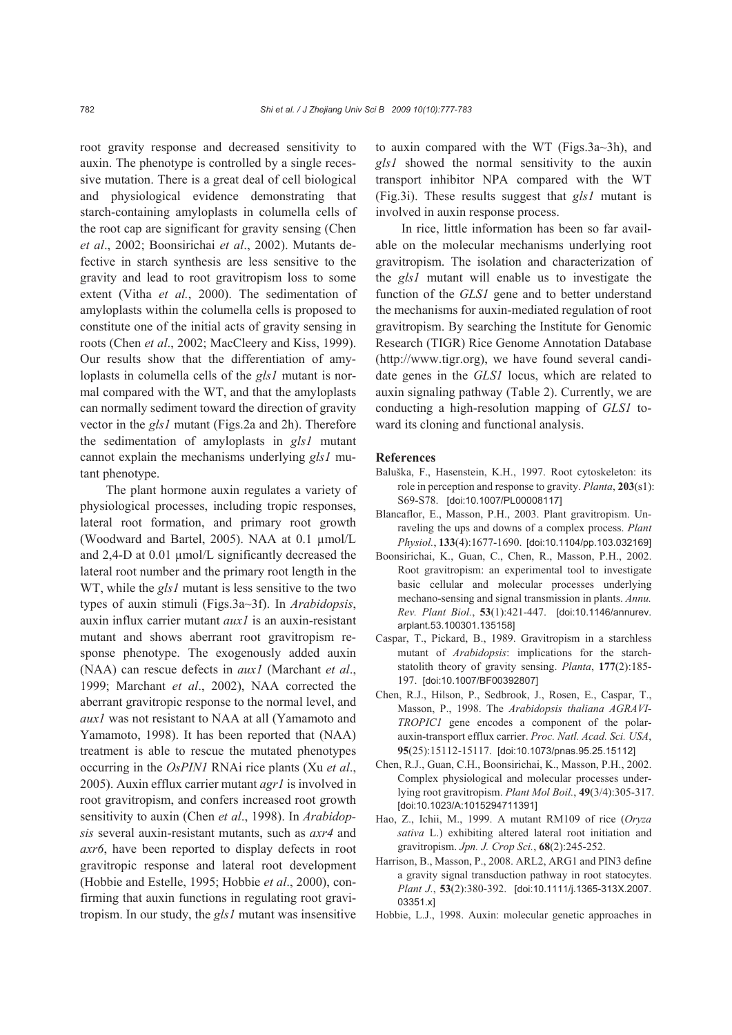root gravity response and decreased sensitivity to auxin. The phenotype is controlled by a single recessive mutation. There is a great deal of cell biological and physiological evidence demonstrating that starch-containing amyloplasts in columella cells of the root cap are significant for gravity sensing (Chen *et al*., 2002; Boonsirichai *et al*., 2002). Mutants defective in starch synthesis are less sensitive to the gravity and lead to root gravitropism loss to some extent (Vitha *et al.*, 2000). The sedimentation of amyloplasts within the columella cells is proposed to constitute one of the initial acts of gravity sensing in roots (Chen *et al*., 2002; MacCleery and Kiss, 1999). Our results show that the differentiation of amyloplasts in columella cells of the *gls1* mutant is normal compared with the WT, and that the amyloplasts can normally sediment toward the direction of gravity vector in the *gls1* mutant (Figs.2a and 2h). Therefore the sedimentation of amyloplasts in *gls1* mutant cannot explain the mechanisms underlying *gls1* mutant phenotype.

The plant hormone auxin regulates a variety of physiological processes, including tropic responses, lateral root formation, and primary root growth (Woodward and Bartel, 2005). NAA at 0.1 μmol/L and 2,4-D at 0.01 μmol/L significantly decreased the lateral root number and the primary root length in the WT, while the *gls1* mutant is less sensitive to the two types of auxin stimuli (Figs.3a~3f). In *Arabidopsis*, auxin influx carrier mutant *aux1* is an auxin-resistant mutant and shows aberrant root gravitropism response phenotype. The exogenously added auxin (NAA) can rescue defects in *aux1* (Marchant *et al*., 1999; Marchant *et al*., 2002), NAA corrected the aberrant gravitropic response to the normal level, and *aux1* was not resistant to NAA at all (Yamamoto and Yamamoto, 1998). It has been reported that (NAA) treatment is able to rescue the mutated phenotypes occurring in the *OsPIN1* RNAi rice plants (Xu *et al*., 2005). Auxin efflux carrier mutant *agr1* is involved in root gravitropism, and confers increased root growth sensitivity to auxin (Chen *et al*., 1998). In *Arabidopsis* several auxin-resistant mutants, such as *axr4* and *axr6*, have been reported to display defects in root gravitropic response and lateral root development (Hobbie and Estelle, 1995; Hobbie *et al*., 2000), confirming that auxin functions in regulating root gravitropism. In our study, the *gls1* mutant was insensitive to auxin compared with the WT (Figs.3a~3h), and *gls1* showed the normal sensitivity to the auxin transport inhibitor NPA compared with the WT (Fig.3i). These results suggest that *gls1* mutant is involved in auxin response process.

In rice, little information has been so far available on the molecular mechanisms underlying root gravitropism. The isolation and characterization of the *gls1* mutant will enable us to investigate the function of the *GLS1* gene and to better understand the mechanisms for auxin-mediated regulation of root gravitropism. By searching the Institute for Genomic Research (TIGR) Rice Genome Annotation Database (http://www.tigr.org), we have found several candidate genes in the *GLS1* locus, which are related to auxin signaling pathway (Table 2). Currently, we are conducting a high-resolution mapping of *GLS1* toward its cloning and functional analysis.

## References

Baluška, F., Hasenstein, K.H., 1997. Root cytoskeleton: its role in perception and response to gravity. *Planta*, **203**(s1): S69-S78. [doi:10.1007/PL00008117]

Blancaflor, E., Masson, P.H., 2003. Plant gravitropism. Unraveling the ups and downs of a complex process. *Plant Physiol.*, **133**(4):1677-1690. [doi:10.1104/pp.103.032169]

Boonsirichai, K., Guan, C., Chen, R., Masson, P.H., 2002. Root gravitropism: an experimental tool to investigate basic cellular and molecular processes underlying mechano-sensing and signal transmission in plants. *Annu. Rev. Plant Biol.*, **53**(1):421-447. [doi:10.1146/annurev.arplant.53.100301.135158]

Caspar, T., Pickard, B., 1989. Gravitropism in a starchless mutant of *Arabidopsis*: implications for the starch-statolith theory of gravity sensing. *Planta*, **177**(2):185-197. [doi:10.1007/BF00392807]

Chen, R.J., Hilson, P., Sedbrook, J., Rosen, E., Caspar, T., Masson, P., 1998. The *Arabidopsis thaliana AGRAVITROPIC1* gene encodes a component of the polar-auxin-transport efflux carrier. *Proc. Natl. Acad. Sci. USA*, **95**(25):15112-15117. [doi:10.1073/pnas.95.25.15112]

Chen, R.J., Guan, C.H., Boonsirichai, K., Masson, P.H., 2002. Complex physiological and molecular processes underlying root gravitropism. *Plant Mol Boil.*, **49**(3/4):305-317. [doi:10.1023/A:1015294711391]

Hao, Z., Ichii, M., 1999. A mutant RM109 of rice (*Oryza sativa* L.) exhibiting altered lateral root initiation and gravitropism. *Jpn. J. Crop Sci.*, **68**(2):245-252.

Harrison, B., Masson, P., 2008. ARL2, ARG1 and PIN3 define a gravity signal transduction pathway in root statocytes. *Plant J.*, **53**(2):380-392. [doi:10.1111/j.1365-313X.2007.03351.x]

Hobbie, L.J., 1998. Auxin: molecular genetic approaches in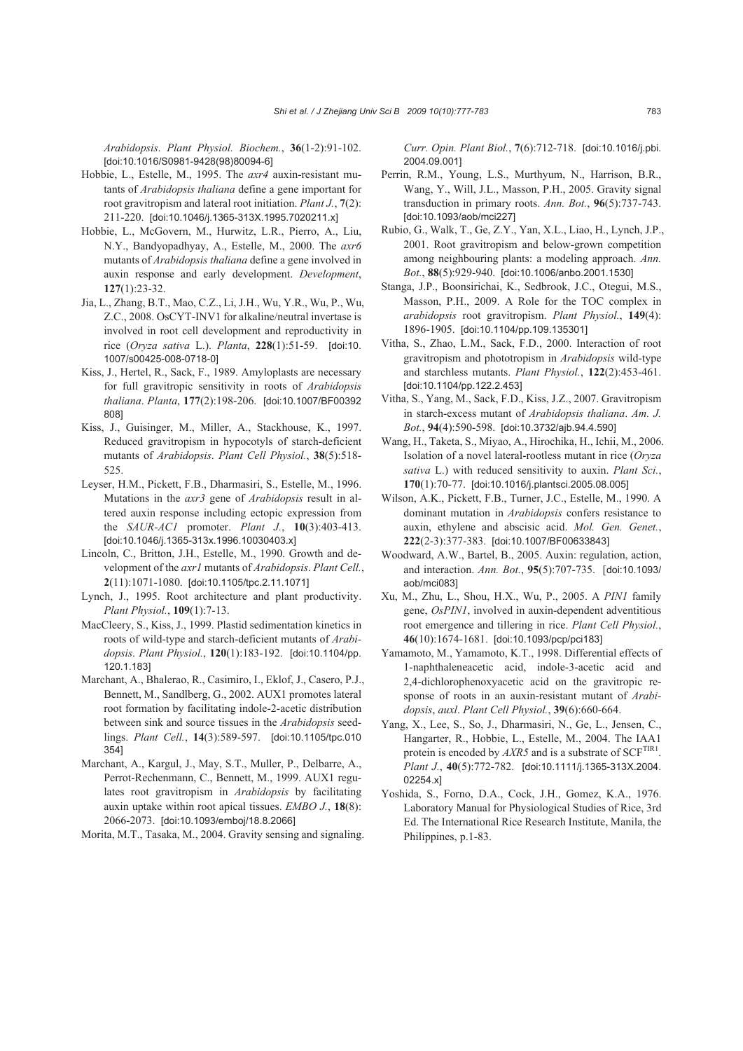*Arabidopsis*. *Plant Physiol. Biochem.*, **36**(1-2):91-102. [doi:10.1016/S0981-9428(98)80094-6]

Hobbie, L., Estelle, M., 1995. The *axr4* auxin-resistant mutants of *Arabidopsis thaliana* define a gene important for root gravitropism and lateral root initiation. *Plant J.*, **7**(2): 211-220. [doi:10.1046/j.1365-313X.1995.7020211.x]

Hobbie, L., McGovern, M., Hurwitz, L.R., Pierro, A., Liu, N.Y., Bandyopadhyay, A., Estelle, M., 2000. The *axr6* mutants of *Arabidopsis thaliana* define a gene involved in auxin response and early development. *Development*, **127**(1):23-32.

Jia, L., Zhang, B.T., Mao, C.Z., Li, J.H., Wu, Y.R., Wu, P., Wu, Z.C., 2008. OsCYT-INV1 for alkaline/neutral invertase is involved in root cell development and reproductivity in rice (*Oryza sativa* L.). *Planta*, **228**(1):51-59. [doi:10.1007/s00425-008-0718-0]

Kiss, J., Hertel, R., Sack, F., 1989. Amyloplasts are necessary for full gravitropic sensitivity in roots of *Arabidopsis thaliana*. *Planta*, **177**(2):198-206. [doi:10.1007/BF00392808]

Kiss, J., Guisinger, M., Miller, A., Stackhouse, K., 1997. Reduced gravitropism in hypocotyls of starch-deficient mutants of *Arabidopsis*. *Plant Cell Physiol.*, **38**(5):518-525.

Leyser, H.M., Pickett, F.B., Dharmasiri, S., Estelle, M., 1996. Mutations in the *axr3* gene of *Arabidopsis* result in altered auxin response including ectopic expression from the *SAUR-AC1* promoter. *Plant J.*, **10**(3):403-413. [doi:10.1046/j.1365-313x.1996.10030403.x]

Lincoln, C., Britton, J.H., Estelle, M., 1990. Growth and development of the *axr1* mutants of *Arabidopsis*. *Plant Cell.*, **2**(11):1071-1080. [doi:10.1105/tpc.2.11.1071]

Lynch, J., 1995. Root architecture and plant productivity. *Plant Physiol.*, **109**(1):7-13.

MacCleery, S., Kiss, J., 1999. Plastid sedimentation kinetics in roots of wild-type and starch-deficient mutants of *Arabidopsis*. *Plant Physiol.*, **120**(1):183-192. [doi:10.1104/pp.120.1.183]

Marchant, A., Bhalerao, R., Casimiro, I., Eklof, J., Casero, P.J., Bennett, M., Sandlberg, G., 2002. AUX1 promotes lateral root formation by facilitating indole-2-acetic distribution between sink and source tissues in the *Arabidopsis* seedlings. *Plant Cell.*, **14**(3):589-597. [doi:10.1105/tpc.010354]

Marchant, A., Kargul, J., May, S.T., Muller, P., Delbarre, A., Perrot-Rechenmann, C., Bennett, M., 1999. AUX1 regulates root gravitropism in *Arabidopsis* by facilitating auxin uptake within root apical tissues. *EMBO J.*, **18**(8): 2066-2073. [doi:10.1093/emboj/18.8.2066]

Morita, M.T., Tasaka, M., 2004. Gravity sensing and signaling. *Curr. Opin. Plant Biol.*, **7**(6):712-718. [doi:10.1016/j.pbi.2004.09.001]

Perrin, R.M., Young, L.S., Murthyum, N., Harrison, B.R., Wang, Y., Will, J.L., Masson, P.H., 2005. Gravity signal transduction in primary roots. *Ann. Bot.*, **96**(5):737-743. [doi:10.1093/aob/mci227]

Rubio, G., Walk, T., Ge, Z.Y., Yan, X.L., Liao, H., Lynch, J.P., 2001. Root gravitropism and below-grown competition among neighbouring plants: a modeling approach. *Ann. Bot.*, **88**(5):929-940. [doi:10.1006/anbo.2001.1530]

Stanga, J.P., Boonsirichai, K., Sedbrook, J.C., Otegui, M.S., Masson, P.H., 2009. A Role for the TOC complex in *arabidopsis* root gravitropism. *Plant Physiol.*, **149**(4): 1896-1905. [doi:10.1104/pp.109.135301]

Vitha, S., Zhao, L.M., Sack, F.D., 2000. Interaction of root gravitropism and phototropism in *Arabidopsis* wild-type and starchless mutants. *Plant Physiol.*, **122**(2):453-461. [doi:10.1104/pp.122.2.453]

Vitha, S., Yang, M., Sack, F.D., Kiss, J.Z., 2007. Gravitropism in starch-excess mutant of *Arabidopsis thaliana*. *Am. J. Bot.*, **94**(4):590-598. [doi:10.3732/ajb.94.4.590]

Wang, H., Taketa, S., Miyao, A., Hirochika, H., Ichii, M., 2006. Isolation of a novel lateral-rootless mutant in rice (*Oryza sativa* L.) with reduced sensitivity to auxin. *Plant Sci.*, **170**(1):70-77. [doi:10.1016/j.plantsci.2005.08.005]

Wilson, A.K., Pickett, F.B., Turner, J.C., Estelle, M., 1990. A dominant mutation in *Arabidopsis* confers resistance to auxin, ethylene and abscisic acid. *Mol. Gen. Genet.*, **222**(2-3):377-383. [doi:10.1007/BF00633843]

Woodward, A.W., Bartel, B., 2005. Auxin: regulation, action, and interaction. *Ann. Bot.*, **95**(5):707-735. [doi:10.1093/aob/mci083]

Xu, M., Zhu, L., Shou, H.X., Wu, P., 2005. A *PIN1* family gene, *OsPIN1*, involved in auxin-dependent adventitious root emergence and tillering in rice. *Plant Cell Physiol.*, **46**(10):1674-1681. [doi:10.1093/pcp/pci183]

Yamamoto, M., Yamamoto, K.T., 1998. Differential effects of 1-naphthaleneacetic acid, indole-3-acetic acid and 2,4-dichlorophenoxyacetic acid on the gravitropic response of roots in an auxin-resistant mutant of *Arabidopsis*, *aux1*. *Plant Cell Physiol.*, **39**(6):660-664.

Yang, X., Lee, S., So, J., Dharmasiri, N., Ge, L., Jensen, C., Hangarter, R., Hobbie, L., Estelle, M., 2004. The IAA1 protein is encoded by *AXR5* and is a substrate of $SCF^{TIR1}$. *Plant J.*, **40**(5):772-782. [doi:10.1111/j.1365-313X.2004.02254.x]

Yoshida, S., Forno, D.A., Cock, J.H., Gomez, K.A., 1976. Laboratory Manual for Physiological Studies of Rice, 3rd Ed. The International Rice Research Institute, Manila, the Philippines, p.1-83.